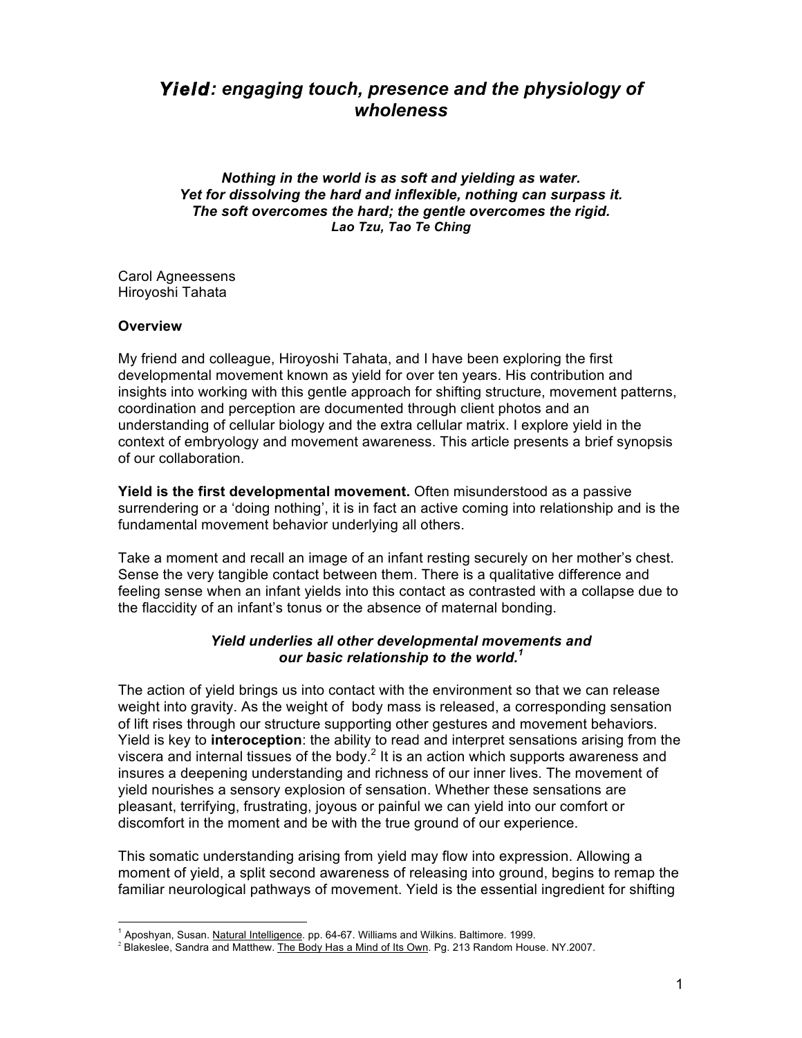# *Yield: engaging touch, presence and the physiology of wholeness*

***Nothing in the world is as soft and yielding as water.***
***Yet for dissolving the hard and inflexible, nothing can surpass it.***
***The soft overcomes the hard; the gentle overcomes the rigid.***
***Lao Tzu, Tao Te Ching***

Carol Agneessens
Hiroyoshi Tahata

**Overview**

My friend and colleague, Hiroyoshi Tahata, and I have been exploring the first developmental movement known as yield for over ten years. His contribution and insights into working with this gentle approach for shifting structure, movement patterns, coordination and perception are documented through client photos and an understanding of cellular biology and the extra cellular matrix. I explore yield in the context of embryology and movement awareness. This article presents a brief synopsis of our collaboration.

**Yield is the first developmental movement.** Often misunderstood as a passive surrendering or a 'doing nothing', it is in fact an active coming into relationship and is the fundamental movement behavior underlying all others.

Take a moment and recall an image of an infant resting securely on her mother's chest. Sense the very tangible contact between them. There is a qualitative difference and feeling sense when an infant yields into this contact as contrasted with a collapse due to the flaccidity of an infant's tonus or the absence of maternal bonding.

***Yield underlies all other developmental movements and our basic relationship to the world.[1]***

The action of yield brings us into contact with the environment so that we can release weight into gravity. As the weight of body mass is released, a corresponding sensation of lift rises through our structure supporting other gestures and movement behaviors. Yield is key to **interoception**: the ability to read and interpret sensations arising from the viscera and internal tissues of the body.[2] It is an action which supports awareness and insures a deepening understanding and richness of our inner lives. The movement of yield nourishes a sensory explosion of sensation. Whether these sensations are pleasant, terrifying, frustrating, joyous or painful we can yield into our comfort or discomfort in the moment and be with the true ground of our experience.

This somatic understanding arising from yield may flow into expression. Allowing a moment of yield, a split second awareness of releasing into ground, begins to remap the familiar neurological pathways of movement. Yield is the essential ingredient for shifting

---

[1] Aposhyan, Susan. Natural Intelligence. pp. 64-67. Williams and Wilkins. Baltimore. 1999.
[2] Blakeslee, Sandra and Matthew. The Body Has a Mind of Its Own. Pg. 213 Random House. NY.2007.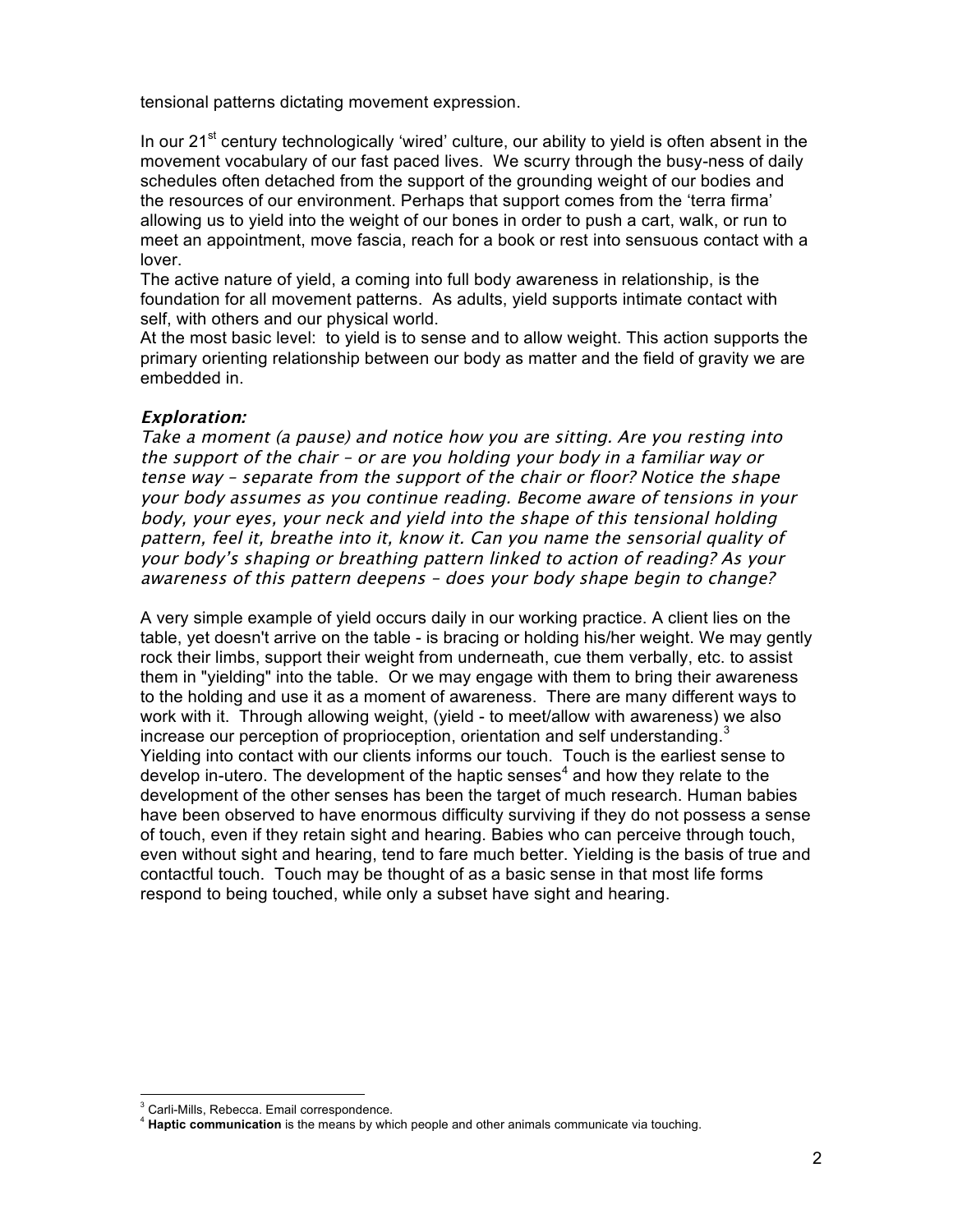tensional patterns dictating movement expression.

In our 21st century technologically 'wired' culture, our ability to yield is often absent in the movement vocabulary of our fast paced lives. We scurry through the busy-ness of daily schedules often detached from the support of the grounding weight of our bodies and the resources of our environment. Perhaps that support comes from the 'terra firma' allowing us to yield into the weight of our bones in order to push a cart, walk, or run to meet an appointment, move fascia, reach for a book or rest into sensuous contact with a lover.

The active nature of yield, a coming into full body awareness in relationship, is the foundation for all movement patterns. As adults, yield supports intimate contact with self, with others and our physical world.

At the most basic level: to yield is to sense and to allow weight. This action supports the primary orienting relationship between our body as matter and the field of gravity we are embedded in.

***Exploration:***

*Take a moment (a pause) and notice how you are sitting. Are you resting into the support of the chair – or are you holding your body in a familiar way or tense way – separate from the support of the chair or floor? Notice the shape your body assumes as you continue reading. Become aware of tensions in your body, your eyes, your neck and yield into the shape of this tensional holding pattern, feel it, breathe into it, know it. Can you name the sensorial quality of your body's shaping or breathing pattern linked to action of reading? As your awareness of this pattern deepens – does your body shape begin to change?*

A very simple example of yield occurs daily in our working practice. A client lies on the table, yet doesn't arrive on the table - is bracing or holding his/her weight. We may gently rock their limbs, support their weight from underneath, cue them verbally, etc. to assist them in "yielding" into the table. Or we may engage with them to bring their awareness to the holding and use it as a moment of awareness. There are many different ways to work with it. Through allowing weight, (yield - to meet/allow with awareness) we also increase our perception of proprioception, orientation and self understanding.[3]

Yielding into contact with our clients informs our touch. Touch is the earliest sense to develop in-utero. The development of the haptic senses[4] and how they relate to the development of the other senses has been the target of much research. Human babies have been observed to have enormous difficulty surviving if they do not possess a sense of touch, even if they retain sight and hearing. Babies who can perceive through touch, even without sight and hearing, tend to fare much better. Yielding is the basis of true and contactful touch. Touch may be thought of as a basic sense in that most life forms respond to being touched, while only a subset have sight and hearing.

---

[3] Carli-Mills, Rebecca. Email correspondence.

[4] **Haptic communication** is the means by which people and other animals communicate via touching.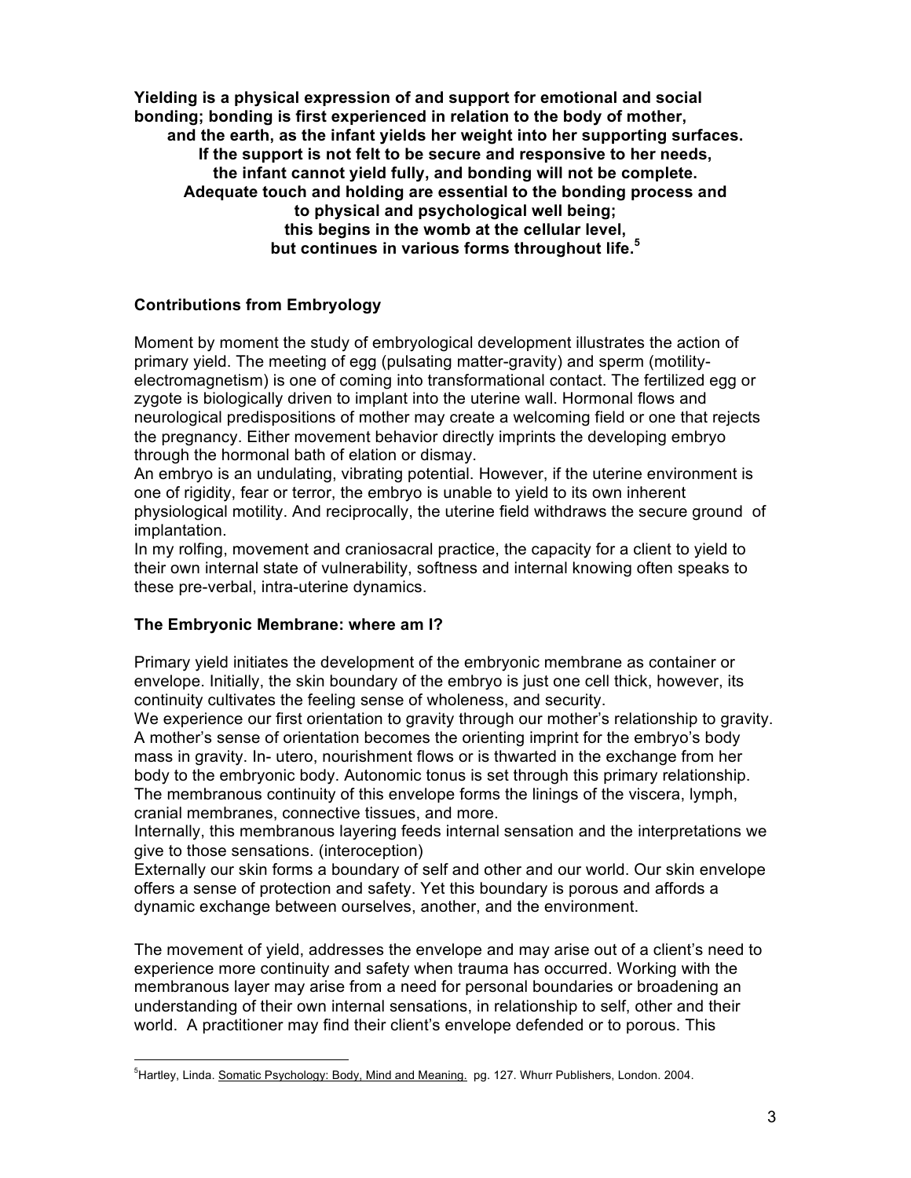**Yielding is a physical expression of and support for emotional and social bonding; bonding is first experienced in relation to the body of mother, and the earth, as the infant yields her weight into her supporting surfaces. If the support is not felt to be secure and responsive to her needs, the infant cannot yield fully, and bonding will not be complete. Adequate touch and holding are essential to the bonding process and to physical and psychological well being; this begins in the womb at the cellular level, but continues in various forms throughout life.[5]**

### Contributions from Embryology

Moment by moment the study of embryological development illustrates the action of primary yield. The meeting of egg (pulsating matter-gravity) and sperm (motility-electromagnetism) is one of coming into transformational contact. The fertilized egg or zygote is biologically driven to implant into the uterine wall. Hormonal flows and neurological predispositions of mother may create a welcoming field or one that rejects the pregnancy. Either movement behavior directly imprints the developing embryo through the hormonal bath of elation or dismay.

An embryo is an undulating, vibrating potential. However, if the uterine environment is one of rigidity, fear or terror, the embryo is unable to yield to its own inherent physiological motility. And reciprocally, the uterine field withdraws the secure ground of implantation.

In my rolfing, movement and craniosacral practice, the capacity for a client to yield to their own internal state of vulnerability, softness and internal knowing often speaks to these pre-verbal, intra-uterine dynamics.

### The Embryonic Membrane: where am I?

Primary yield initiates the development of the embryonic membrane as container or envelope. Initially, the skin boundary of the embryo is just one cell thick, however, its continuity cultivates the feeling sense of wholeness, and security.

We experience our first orientation to gravity through our mother's relationship to gravity. A mother's sense of orientation becomes the orienting imprint for the embryo's body mass in gravity. In- utero, nourishment flows or is thwarted in the exchange from her body to the embryonic body. Autonomic tonus is set through this primary relationship. The membranous continuity of this envelope forms the linings of the viscera, lymph, cranial membranes, connective tissues, and more.

Internally, this membranous layering feeds internal sensation and the interpretations we give to those sensations. (interoception)

Externally our skin forms a boundary of self and other and our world. Our skin envelope offers a sense of protection and safety. Yet this boundary is porous and affords a dynamic exchange between ourselves, another, and the environment.

The movement of yield, addresses the envelope and may arise out of a client's need to experience more continuity and safety when trauma has occurred. Working with the membranous layer may arise from a need for personal boundaries or broadening an understanding of their own internal sensations, in relationship to self, other and their world. A practitioner may find their client's envelope defended or to porous. This

---

[5] Hartley, Linda. Somatic Psychology: Body, Mind and Meaning. pg. 127. Whurr Publishers, London. 2004.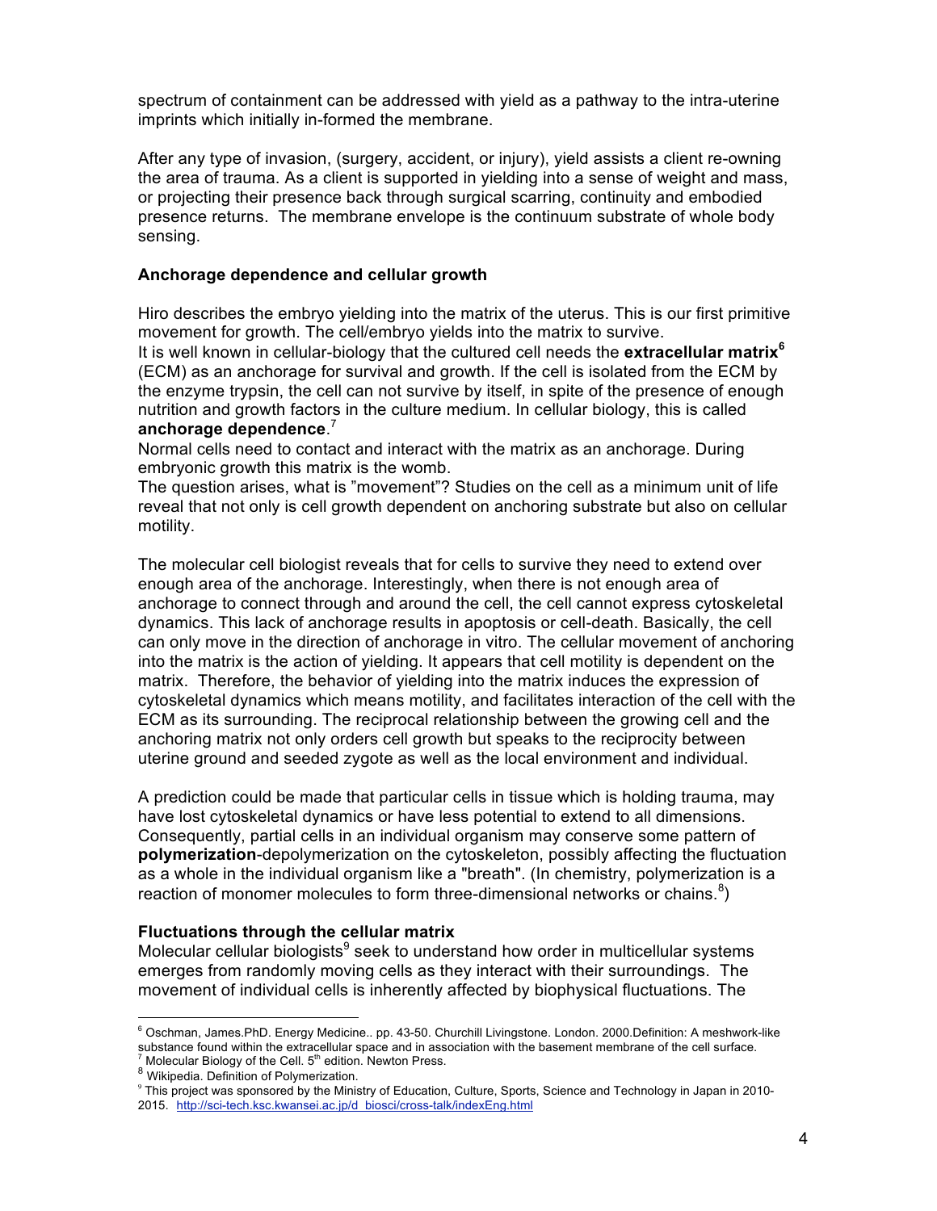spectrum of containment can be addressed with yield as a pathway to the intra-uterine imprints which initially in-formed the membrane.

After any type of invasion, (surgery, accident, or injury), yield assists a client re-owning the area of trauma. As a client is supported in yielding into a sense of weight and mass, or projecting their presence back through surgical scarring, continuity and embodied presence returns. The membrane envelope is the continuum substrate of whole body sensing.

### Anchorage dependence and cellular growth

Hiro describes the embryo yielding into the matrix of the uterus. This is our first primitive movement for growth. The cell/embryo yields into the matrix to survive.
It is well known in cellular-biology that the cultured cell needs the **extracellular matrix**[6] (ECM) as an anchorage for survival and growth. If the cell is isolated from the ECM by the enzyme trypsin, the cell can not survive by itself, in spite of the presence of enough nutrition and growth factors in the culture medium. In cellular biology, this is called **anchorage dependence**.[7]
Normal cells need to contact and interact with the matrix as an anchorage. During embryonic growth this matrix is the womb.
The question arises, what is "movement"? Studies on the cell as a minimum unit of life reveal that not only is cell growth dependent on anchoring substrate but also on cellular motility.

The molecular cell biologist reveals that for cells to survive they need to extend over enough area of the anchorage. Interestingly, when there is not enough area of anchorage to connect through and around the cell, the cell cannot express cytoskeletal dynamics. This lack of anchorage results in apoptosis or cell-death. Basically, the cell can only move in the direction of anchorage in vitro. The cellular movement of anchoring into the matrix is the action of yielding. It appears that cell motility is dependent on the matrix. Therefore, the behavior of yielding into the matrix induces the expression of cytoskeletal dynamics which means motility, and facilitates interaction of the cell with the ECM as its surrounding. The reciprocal relationship between the growing cell and the anchoring matrix not only orders cell growth but speaks to the reciprocity between uterine ground and seeded zygote as well as the local environment and individual.

A prediction could be made that particular cells in tissue which is holding trauma, may have lost cytoskeletal dynamics or have less potential to extend to all dimensions. Consequently, partial cells in an individual organism may conserve some pattern of **polymerization**-depolymerization on the cytoskeleton, possibly affecting the fluctuation as a whole in the individual organism like a "breath". (In chemistry, polymerization is a reaction of monomer molecules to form three-dimensional networks or chains.[8])

### Fluctuations through the cellular matrix

Molecular cellular biologists[9] seek to understand how order in multicellular systems emerges from randomly moving cells as they interact with their surroundings. The movement of individual cells is inherently affected by biophysical fluctuations. The

---

[6] Oschman, James.PhD. Energy Medicine.. pp. 43-50. Churchill Livingstone. London. 2000.Definition: A meshwork-like substance found within the extracellular space and in association with the basement membrane of the cell surface.
[7] Molecular Biology of the Cell. 5th edition. Newton Press.
[8] Wikipedia. Definition of Polymerization.
[9] This project was sponsored by the Ministry of Education, Culture, Sports, Science and Technology in Japan in 2010-2015. http://sci-tech.ksc.kwansei.ac.jp/d_biosci/cross-talk/indexEng.html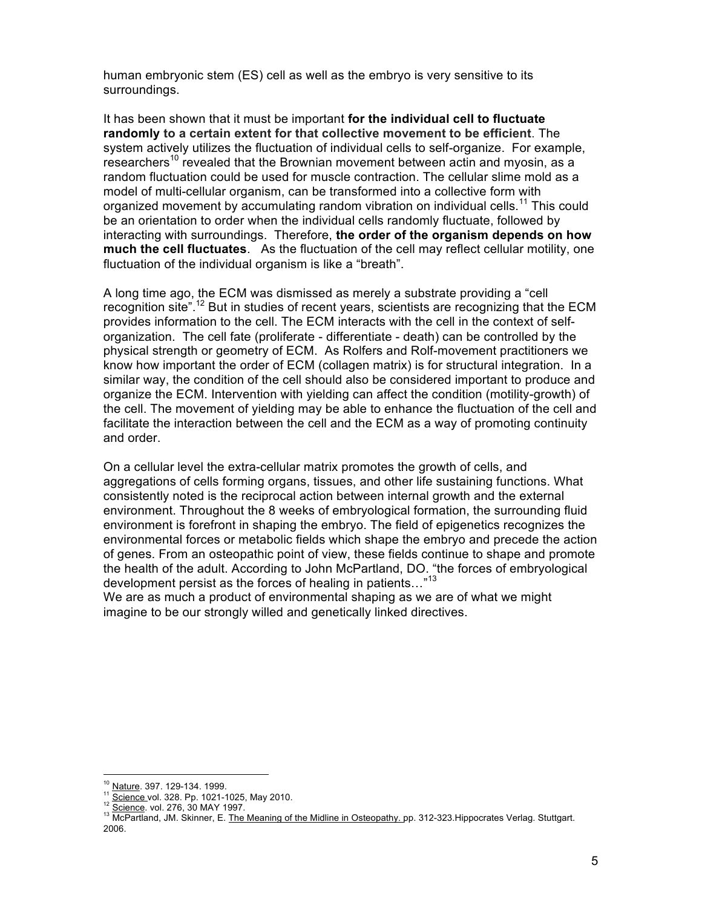human embryonic stem (ES) cell as well as the embryo is very sensitive to its surroundings.

It has been shown that it must be important **for the individual cell to fluctuate randomly to a certain extent for that collective movement to be efficient**. The system actively utilizes the fluctuation of individual cells to self-organize. For example, researchers[10] revealed that the Brownian movement between actin and myosin, as a random fluctuation could be used for muscle contraction. The cellular slime mold as a model of multi-cellular organism, can be transformed into a collective form with organized movement by accumulating random vibration on individual cells.[11] This could be an orientation to order when the individual cells randomly fluctuate, followed by interacting with surroundings. Therefore, **the order of the organism depends on how much the cell fluctuates**. As the fluctuation of the cell may reflect cellular motility, one fluctuation of the individual organism is like a "breath".

A long time ago, the ECM was dismissed as merely a substrate providing a "cell recognition site".[12] But in studies of recent years, scientists are recognizing that the ECM provides information to the cell. The ECM interacts with the cell in the context of self-organization. The cell fate (proliferate - differentiate - death) can be controlled by the physical strength or geometry of ECM. As Rolfers and Rolf-movement practitioners we know how important the order of ECM (collagen matrix) is for structural integration. In a similar way, the condition of the cell should also be considered important to produce and organize the ECM. Intervention with yielding can affect the condition (motility-growth) of the cell. The movement of yielding may be able to enhance the fluctuation of the cell and facilitate the interaction between the cell and the ECM as a way of promoting continuity and order.

On a cellular level the extra-cellular matrix promotes the growth of cells, and aggregations of cells forming organs, tissues, and other life sustaining functions. What consistently noted is the reciprocal action between internal growth and the external environment. Throughout the 8 weeks of embryological formation, the surrounding fluid environment is forefront in shaping the embryo. The field of epigenetics recognizes the environmental forces or metabolic fields which shape the embryo and precede the action of genes. From an osteopathic point of view, these fields continue to shape and promote the health of the adult. According to John McPartland, DO. "the forces of embryological development persist as the forces of healing in patients…"[13]

We are as much a product of environmental shaping as we are of what we might imagine to be our strongly willed and genetically linked directives.

---

[10] Nature. 397. 129-134. 1999.

[11] Science vol. 328. Pp. 1021-1025, May 2010.

[12] Science. vol. 276, 30 MAY 1997.

[13] McPartland, JM. Skinner, E. The Meaning of the Midline in Osteopathy. pp. 312-323.Hippocrates Verlag. Stuttgart. 2006.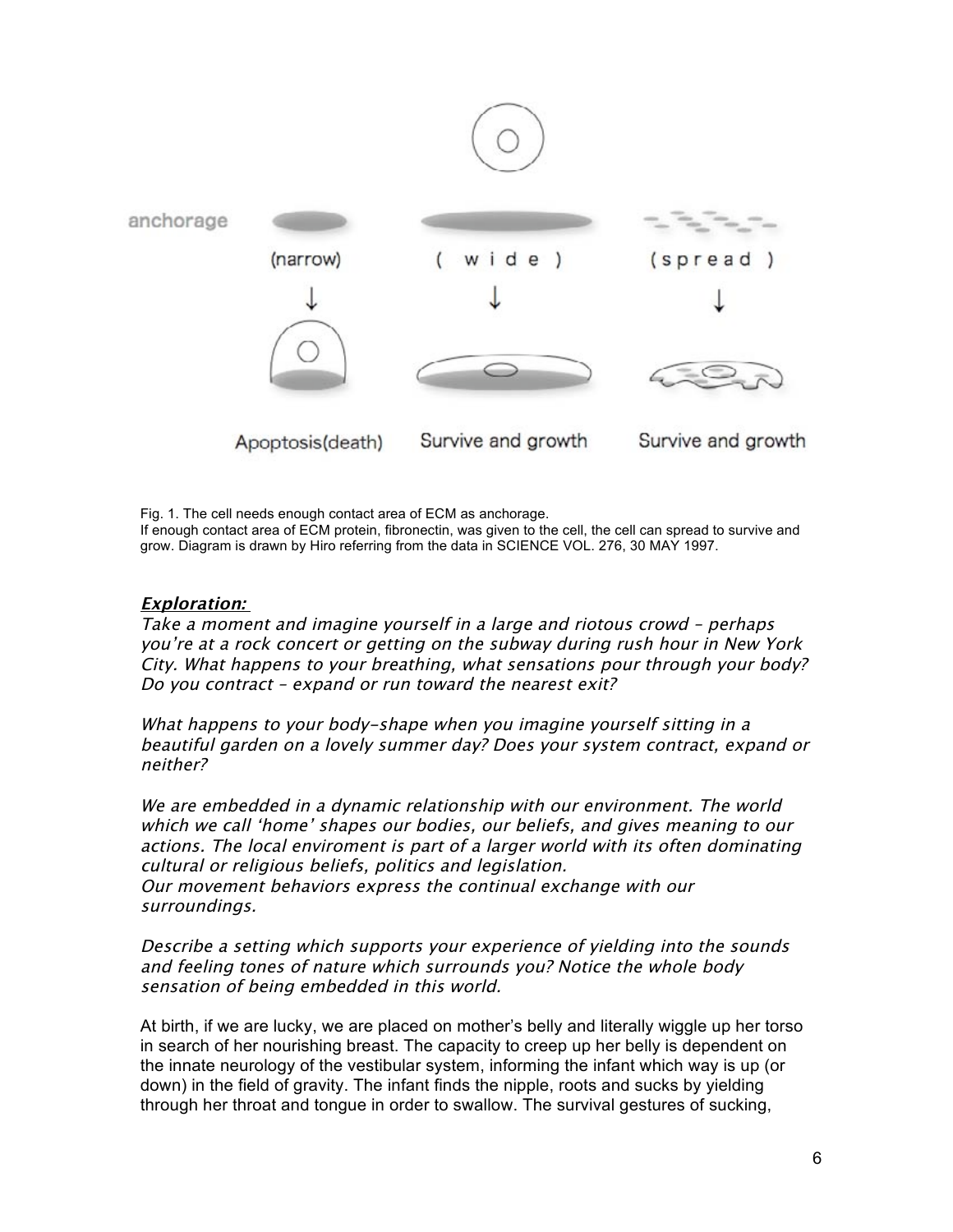Fig. 1. The cell needs enough contact area of ECM as anchorage.
If enough contact area of ECM protein, fibronectin, was given to the cell, the cell can spread to survive and grow. Diagram is drawn by Hiro referring from the data in SCIENCE VOL. 276, 30 MAY 1997.

***Exploration:***

*Take a moment and imagine yourself in a large and riotous crowd – perhaps you're at a rock concert or getting on the subway during rush hour in New York City. What happens to your breathing, what sensations pour through your body? Do you contract – expand or run toward the nearest exit?*

*What happens to your body-shape when you imagine yourself sitting in a beautiful garden on a lovely summer day? Does your system contract, expand or neither?*

*We are embedded in a dynamic relationship with our environment. The world which we call 'home' shapes our bodies, our beliefs, and gives meaning to our actions. The local enviroment is part of a larger world with its often dominating cultural or religious beliefs, politics and legislation.*
*Our movement behaviors express the continual exchange with our surroundings.*

*Describe a setting which supports your experience of yielding into the sounds and feeling tones of nature which surrounds you? Notice the whole body sensation of being embedded in this world.*

At birth, if we are lucky, we are placed on mother's belly and literally wiggle up her torso in search of her nourishing breast. The capacity to creep up her belly is dependent on the innate neurology of the vestibular system, informing the infant which way is up (or down) in the field of gravity. The infant finds the nipple, roots and sucks by yielding through her throat and tongue in order to swallow. The survival gestures of sucking,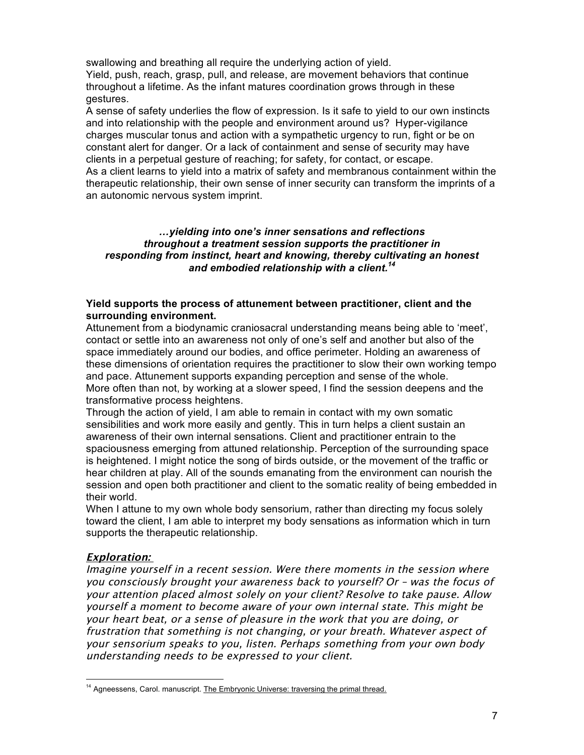swallowing and breathing all require the underlying action of yield.
Yield, push, reach, grasp, pull, and release, are movement behaviors that continue throughout a lifetime. As the infant matures coordination grows through in these gestures.
A sense of safety underlies the flow of expression. Is it safe to yield to our own instincts and into relationship with the people and environment around us? Hyper-vigilance charges muscular tonus and action with a sympathetic urgency to run, fight or be on constant alert for danger. Or a lack of containment and sense of security may have clients in a perpetual gesture of reaching; for safety, for contact, or escape.
As a client learns to yield into a matrix of safety and membranous containment within the therapeutic relationship, their own sense of inner security can transform the imprints of a an autonomic nervous system imprint.

***…yielding into one's inner sensations and reflections throughout a treatment session supports the practitioner in responding from instinct, heart and knowing, thereby cultivating an honest and embodied relationship with a client.[14]***

**Yield supports the process of attunement between practitioner, client and the surrounding environment.**

Attunement from a biodynamic craniosacral understanding means being able to 'meet', contact or settle into an awareness not only of one's self and another but also of the space immediately around our bodies, and office perimeter. Holding an awareness of these dimensions of orientation requires the practitioner to slow their own working tempo and pace. Attunement supports expanding perception and sense of the whole.
More often than not, by working at a slower speed, I find the session deepens and the transformative process heightens.
Through the action of yield, I am able to remain in contact with my own somatic sensibilities and work more easily and gently. This in turn helps a client sustain an awareness of their own internal sensations. Client and practitioner entrain to the spaciousness emerging from attuned relationship. Perception of the surrounding space is heightened. I might notice the song of birds outside, or the movement of the traffic or hear children at play. All of the sounds emanating from the environment can nourish the session and open both practitioner and client to the somatic reality of being embedded in their world.
When I attune to my own whole body sensorium, rather than directing my focus solely toward the client, I am able to interpret my body sensations as information which in turn supports the therapeutic relationship.

***Exploration:***

*Imagine yourself in a recent session. Were there moments in the session where you consciously brought your awareness back to yourself? Or – was the focus of your attention placed almost solely on your client? Resolve to take pause. Allow yourself a moment to become aware of your own internal state. This might be your heart beat, or a sense of pleasure in the work that you are doing, or frustration that something is not changing, or your breath. Whatever aspect of your sensorium speaks to you, listen. Perhaps something from your own body understanding needs to be expressed to your client.*

---

[14] Agneessens, Carol. manuscript. The Embryonic Universe: traversing the primal thread.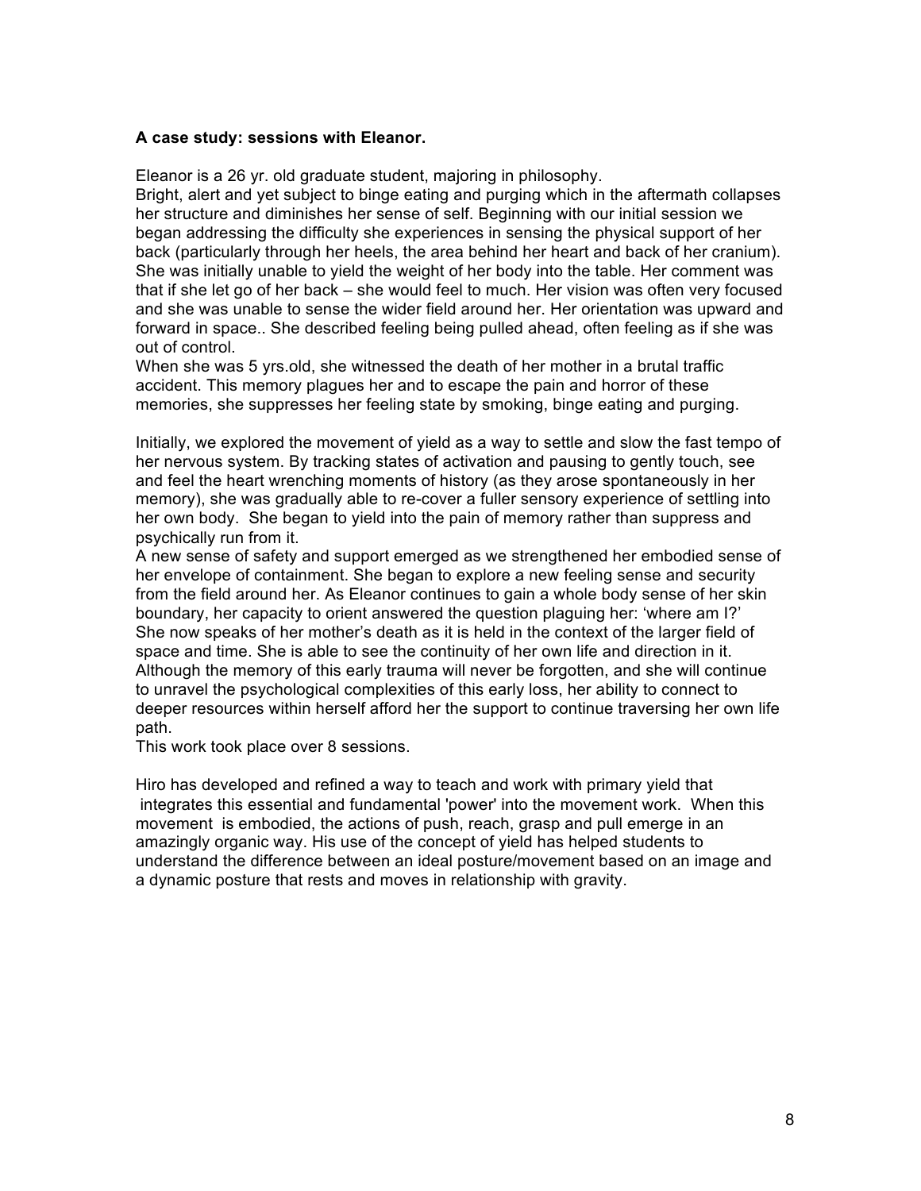**A case study: sessions with Eleanor.**

Eleanor is a 26 yr. old graduate student, majoring in philosophy.
Bright, alert and yet subject to binge eating and purging which in the aftermath collapses her structure and diminishes her sense of self. Beginning with our initial session we began addressing the difficulty she experiences in sensing the physical support of her back (particularly through her heels, the area behind her heart and back of her cranium). She was initially unable to yield the weight of her body into the table. Her comment was that if she let go of her back – she would feel to much. Her vision was often very focused and she was unable to sense the wider field around her. Her orientation was upward and forward in space.. She described feeling being pulled ahead, often feeling as if she was out of control.
When she was 5 yrs.old, she witnessed the death of her mother in a brutal traffic accident. This memory plagues her and to escape the pain and horror of these memories, she suppresses her feeling state by smoking, binge eating and purging.

Initially, we explored the movement of yield as a way to settle and slow the fast tempo of her nervous system. By tracking states of activation and pausing to gently touch, see and feel the heart wrenching moments of history (as they arose spontaneously in her memory), she was gradually able to re-cover a fuller sensory experience of settling into her own body. She began to yield into the pain of memory rather than suppress and psychically run from it.
A new sense of safety and support emerged as we strengthened her embodied sense of her envelope of containment. She began to explore a new feeling sense and security from the field around her. As Eleanor continues to gain a whole body sense of her skin boundary, her capacity to orient answered the question plaguing her: 'where am I?' She now speaks of her mother's death as it is held in the context of the larger field of space and time. She is able to see the continuity of her own life and direction in it. Although the memory of this early trauma will never be forgotten, and she will continue to unravel the psychological complexities of this early loss, her ability to connect to deeper resources within herself afford her the support to continue traversing her own life path.
This work took place over 8 sessions.

Hiro has developed and refined a way to teach and work with primary yield that integrates this essential and fundamental 'power' into the movement work. When this movement is embodied, the actions of push, reach, grasp and pull emerge in an amazingly organic way. His use of the concept of yield has helped students to understand the difference between an ideal posture/movement based on an image and a dynamic posture that rests and moves in relationship with gravity.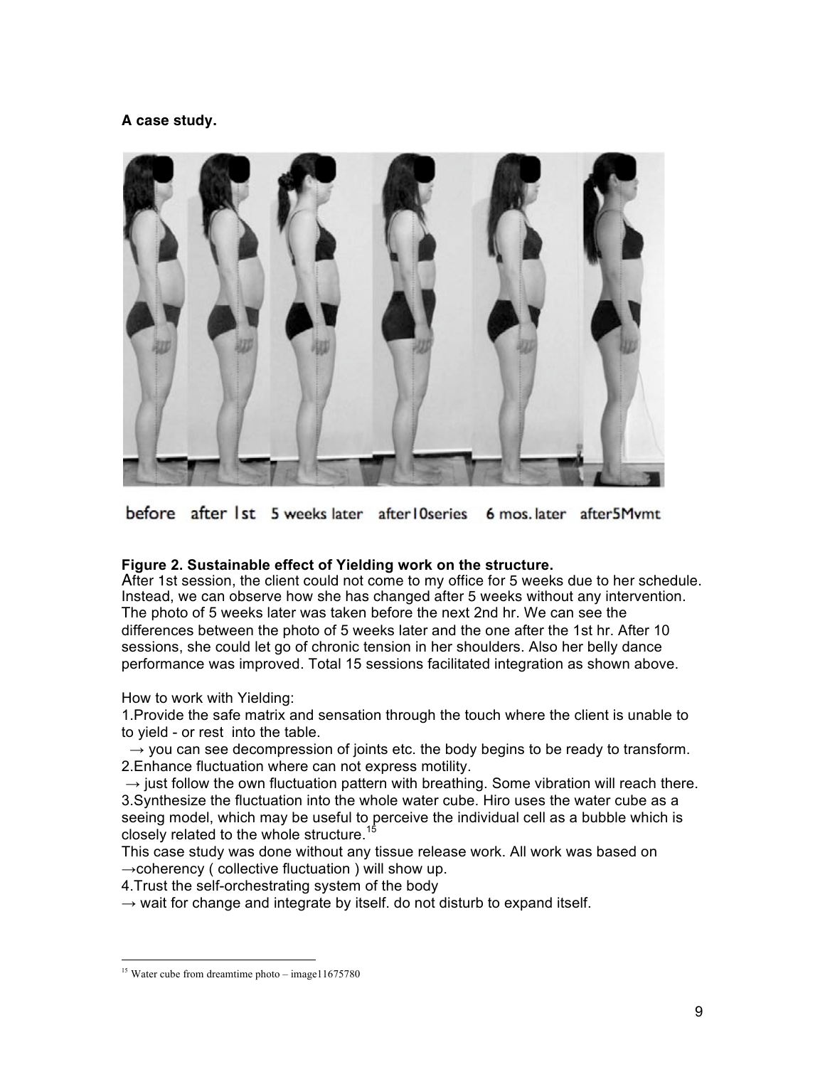**A case study.**

before after 1st 5 weeks later after10series 6 mos. later after5Mvmt

**Figure 2. Sustainable effect of Yielding work on the structure.**
After 1st session, the client could not come to my office for 5 weeks due to her schedule. Instead, we can observe how she has changed after 5 weeks without any intervention. The photo of 5 weeks later was taken before the next 2nd hr. We can see the differences between the photo of 5 weeks later and the one after the 1st hr. After 10 sessions, she could let go of chronic tension in her shoulders. Also her belly dance performance was improved. Total 15 sessions facilitated integration as shown above.

How to work with Yielding:

1.Provide the safe matrix and sensation through the touch where the client is unable to to yield - or rest into the table.
→ you can see decompression of joints etc. the body begins to be ready to transform.

2.Enhance fluctuation where can not express motility.
→ just follow the own fluctuation pattern with breathing. Some vibration will reach there.

3.Synthesize the fluctuation into the whole water cube. Hiro uses the water cube as a seeing model, which may be useful to perceive the individual cell as a bubble which is closely related to the whole structure.[15]

This case study was done without any tissue release work. All work was based on
→coherency ( collective fluctuation ) will show up.

4.Trust the self-orchestrating system of the body
→ wait for change and integrate by itself. do not disturb to expand itself.

---

[15] Water cube from dreamtime photo – image11675780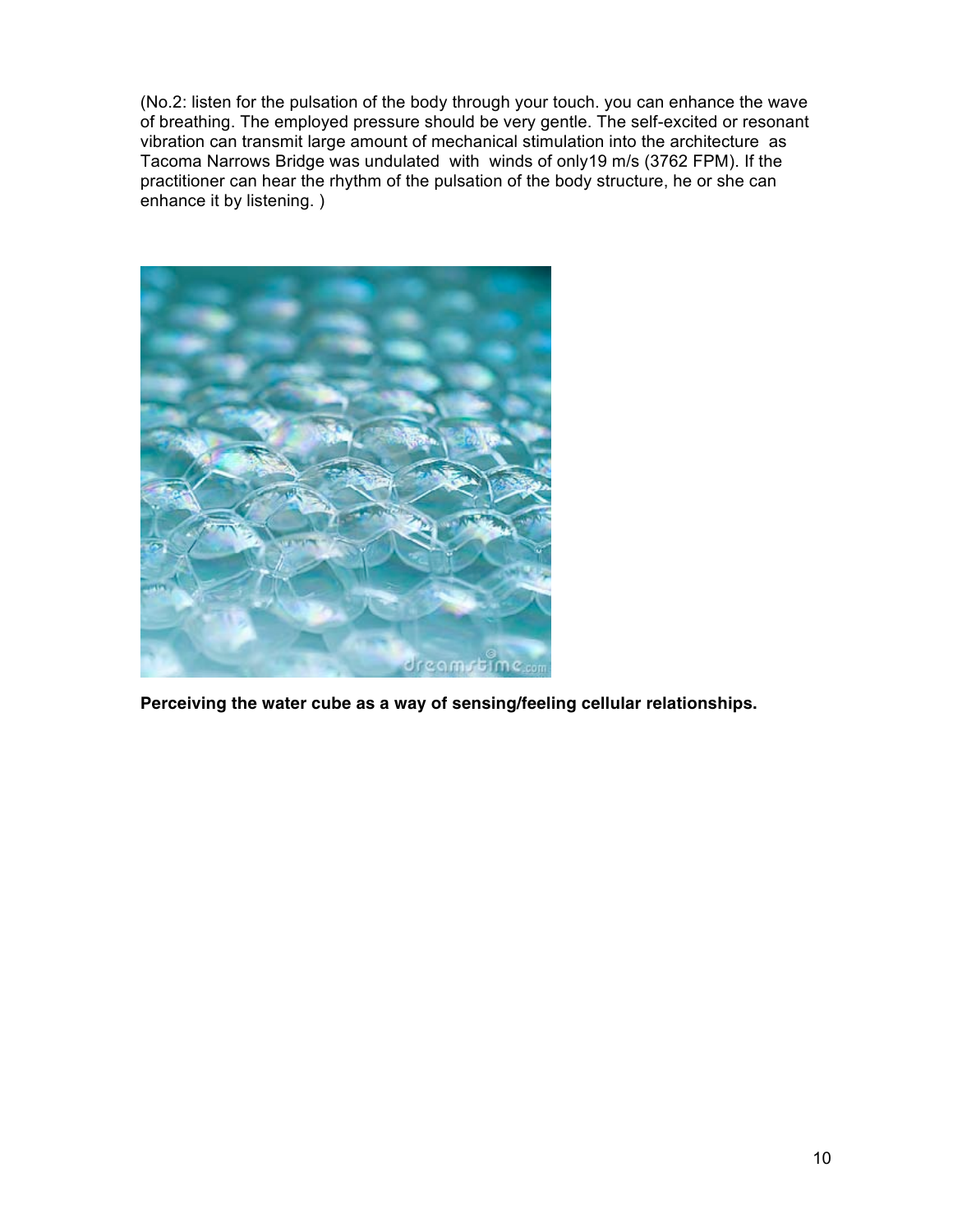(No.2: listen for the pulsation of the body through your touch. you can enhance the wave of breathing. The employed pressure should be very gentle. The self-excited or resonant vibration can transmit large amount of mechanical stimulation into the architecture as Tacoma Narrows Bridge was undulated with winds of only19 m/s (3762 FPM). If the practitioner can hear the rhythm of the pulsation of the body structure, he or she can enhance it by listening. )

**Perceiving the water cube as a way of sensing/feeling cellular relationships.**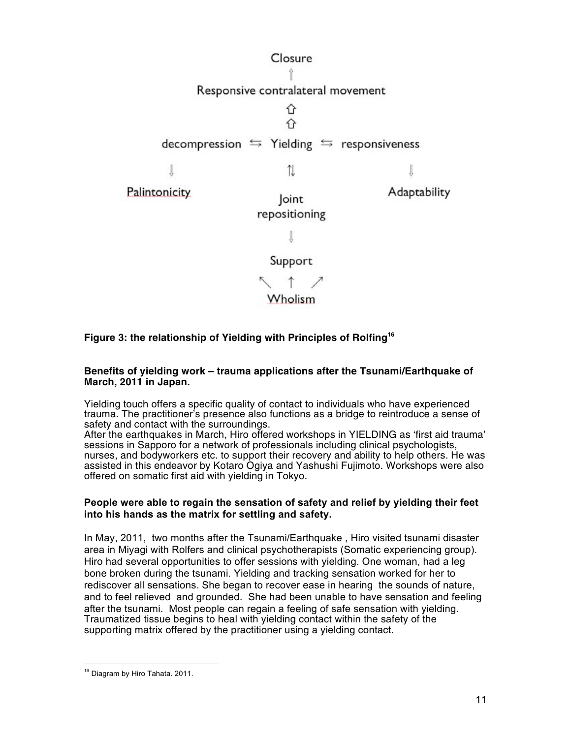Closure

↑

Responsive contralateral movement

⇧
⇧

decompression ⇆ Yielding ⇆ responsiveness

↓ ⇅ ↓

Palintonicity Joint repositioning Adaptability

↓

Support

↖ ↑ ↗

Wholism

**Figure 3: the relationship of Yielding with Principles of Rolfing[16]**

**Benefits of yielding work – trauma applications after the Tsunami/Earthquake of March, 2011 in Japan.**

Yielding touch offers a specific quality of contact to individuals who have experienced trauma. The practitioner's presence also functions as a bridge to reintroduce a sense of safety and contact with the surroundings.
After the earthquakes in March, Hiro offered workshops in YIELDING as 'first aid trauma' sessions in Sapporo for a network of professionals including clinical psychologists, nurses, and bodyworkers etc. to support their recovery and ability to help others. He was assisted in this endeavor by Kotaro Ogiya and Yashushi Fujimoto. Workshops were also offered on somatic first aid with yielding in Tokyo.

**People were able to regain the sensation of safety and relief by yielding their feet into his hands as the matrix for settling and safety.**

In May, 2011, two months after the Tsunami/Earthquake , Hiro visited tsunami disaster area in Miyagi with Rolfers and clinical psychotherapists (Somatic experiencing group). Hiro had several opportunities to offer sessions with yielding. One woman, had a leg bone broken during the tsunami. Yielding and tracking sensation worked for her to rediscover all sensations. She began to recover ease in hearing the sounds of nature, and to feel relieved and grounded. She had been unable to have sensation and feeling after the tsunami. Most people can regain a feeling of safe sensation with yielding. Traumatized tissue begins to heal with yielding contact within the safety of the supporting matrix offered by the practitioner using a yielding contact.

---

[16] Diagram by Hiro Tahata. 2011.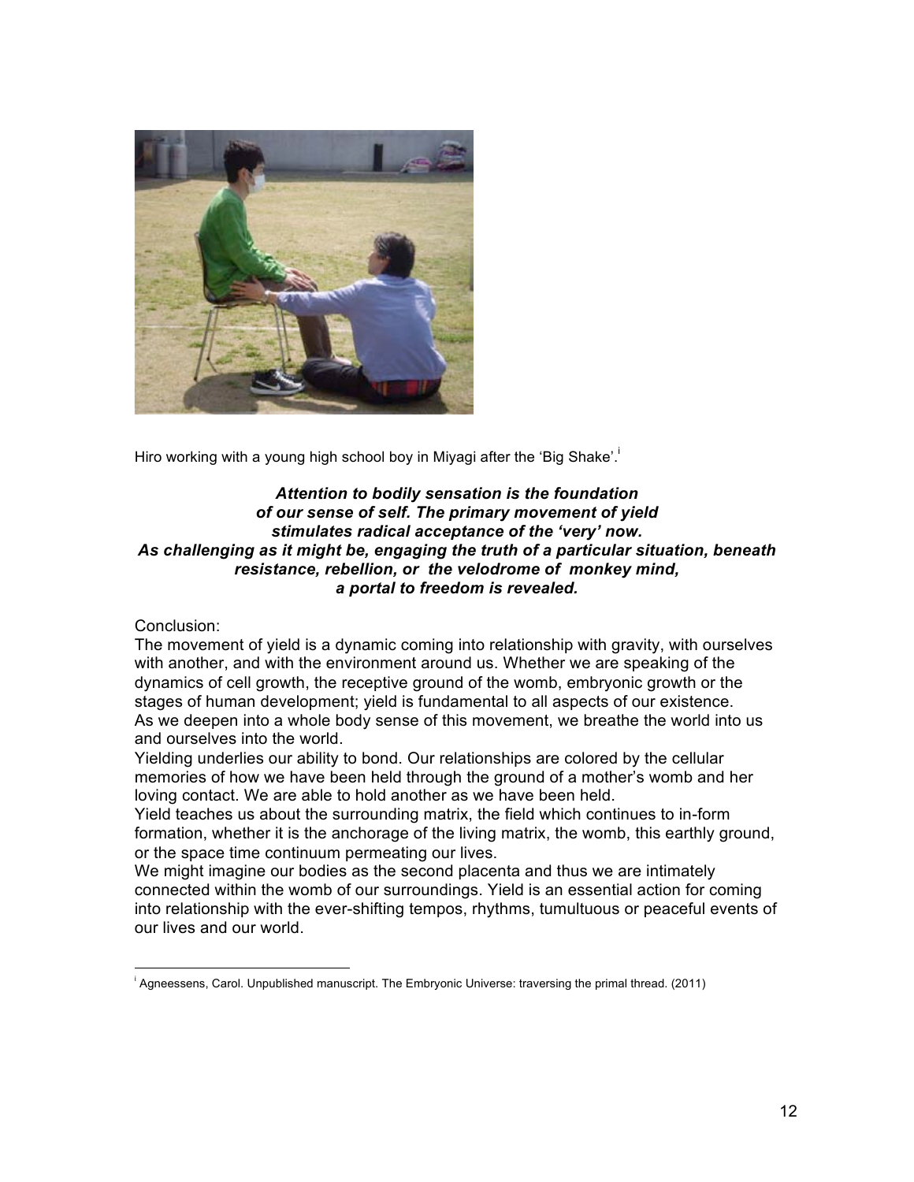Hiro working with a young high school boy in Miyagi after the 'Big Shake'.[i]

***Attention to bodily sensation is the foundation of our sense of self. The primary movement of yield stimulates radical acceptance of the 'very' now. As challenging as it might be, engaging the truth of a particular situation, beneath resistance, rebellion, or the velodrome of monkey mind, a portal to freedom is revealed.***

Conclusion:

The movement of yield is a dynamic coming into relationship with gravity, with ourselves with another, and with the environment around us. Whether we are speaking of the dynamics of cell growth, the receptive ground of the womb, embryonic growth or the stages of human development; yield is fundamental to all aspects of our existence. As we deepen into a whole body sense of this movement, we breathe the world into us and ourselves into the world.

Yielding underlies our ability to bond. Our relationships are colored by the cellular memories of how we have been held through the ground of a mother's womb and her loving contact. We are able to hold another as we have been held.

Yield teaches us about the surrounding matrix, the field which continues to in-form formation, whether it is the anchorage of the living matrix, the womb, this earthly ground, or the space time continuum permeating our lives.

We might imagine our bodies as the second placenta and thus we are intimately connected within the womb of our surroundings. Yield is an essential action for coming into relationship with the ever-shifting tempos, rhythms, tumultuous or peaceful events of our lives and our world.

---

[i] Agneessens, Carol. Unpublished manuscript. The Embryonic Universe: traversing the primal thread. (2011)